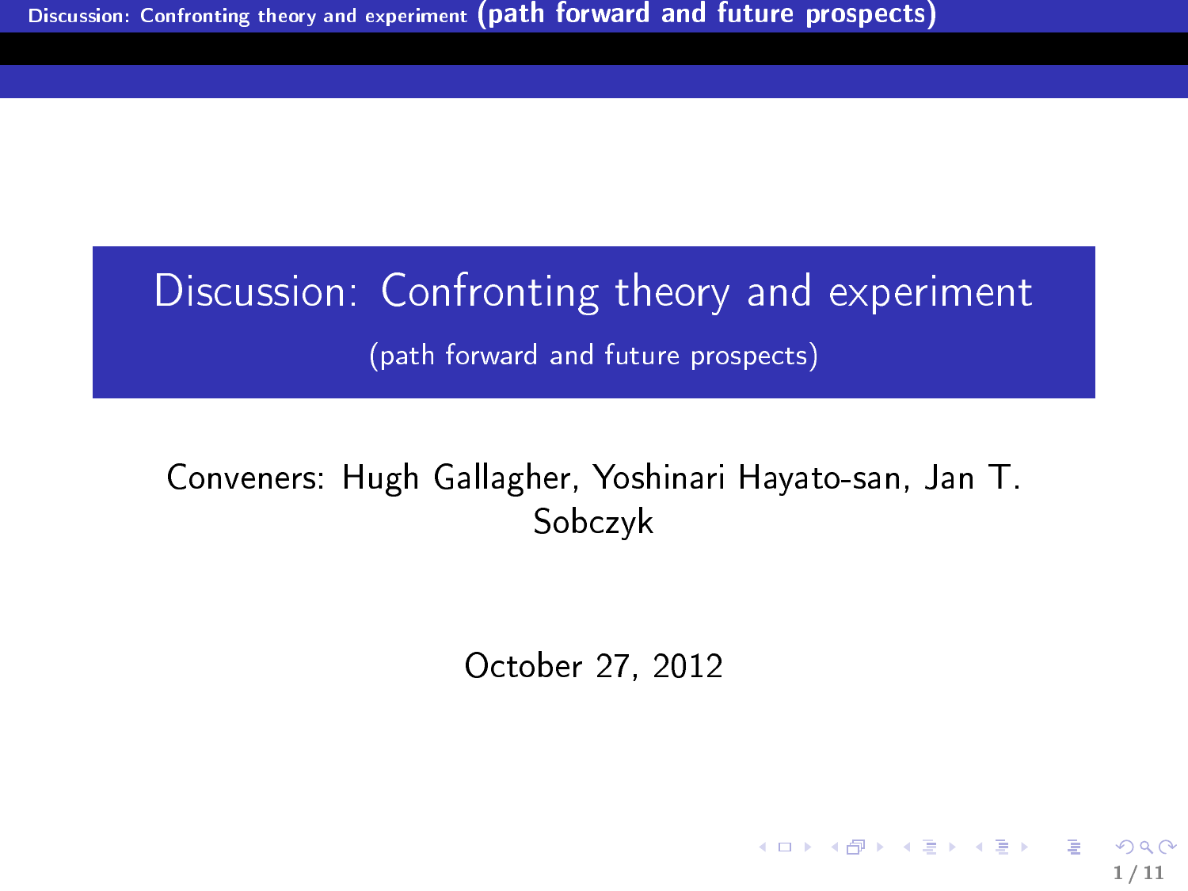# Discussion: Confronting theory and experiment

(path forward and future prospects)

Conveners: Hugh Gallagher, Yoshinari Hayato-san, Jan T. Sobczyk

October 27, 2012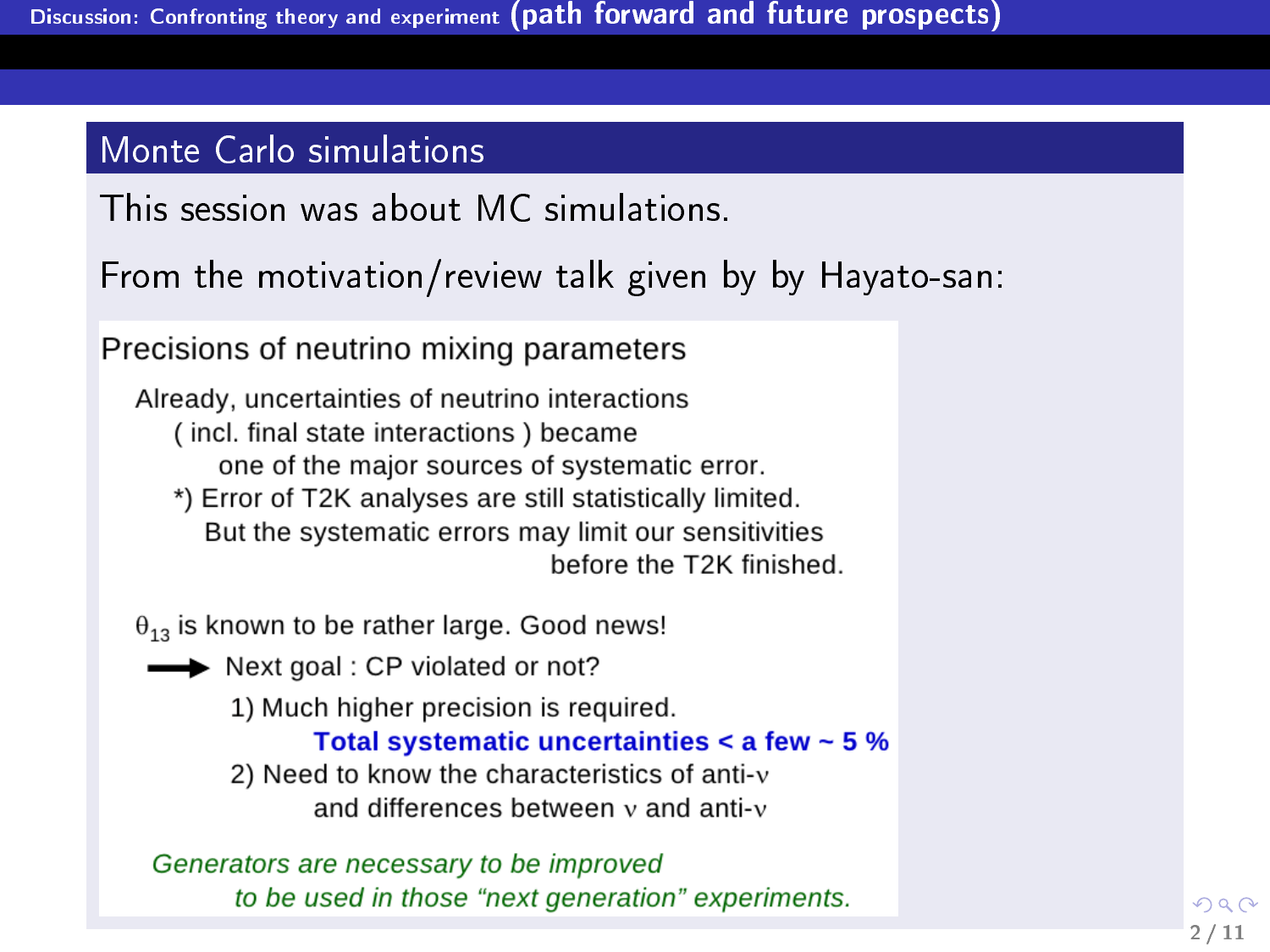## Monte Carlo simulations

This session was about MC simulations.

From the motivation/review talk given by by Hayato-san:

### Precisions of neutrino mixing parameters

Already, uncertainties of neutrino interactions ( incl. final state interactions ) became one of the major sources of systematic error.

*) Error of T2K analyses are still statistically limited. But the systematic errors may limit our sensitivities before the T2K finished.

$\theta_{13}$ is known to be rather large. Good news!

→ Next goal : CP violated or not?

1) Much higher precision is required.
   **Total systematic uncertainties < a few ~ 5 %**
2) Need to know the characteristics of anti-$\nu$ and differences between $\nu$ and anti-$\nu$

*Generators are necessary to be improved to be used in those "next generation" experiments.*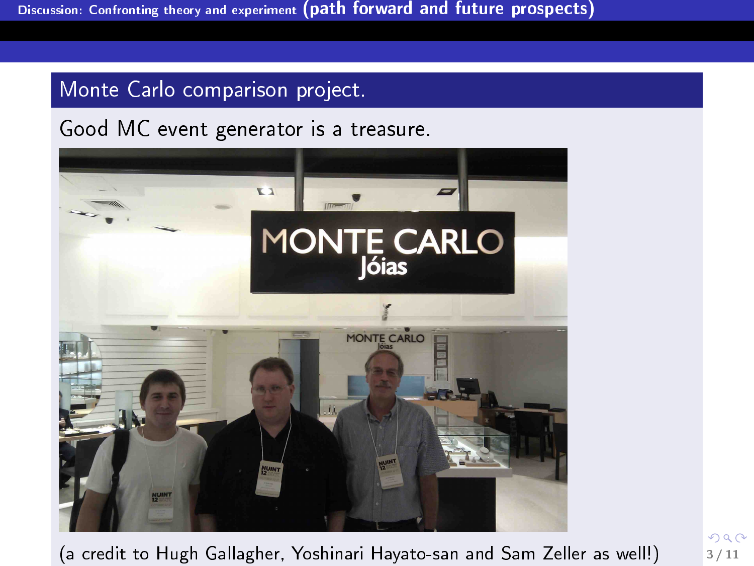## Monte Carlo comparison project.

Good MC event generator is a treasure.

(a credit to Hugh Gallagher, Yoshinari Hayato-san and Sam Zeller as well!)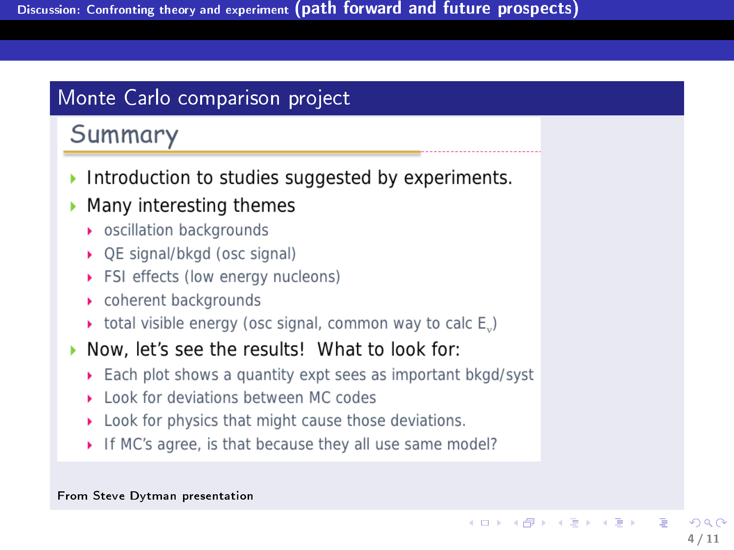## Monte Carlo comparison project

### Summary

- Introduction to studies suggested by experiments.
- Many interesting themes
  - oscillation backgrounds
  - QE signal/bkgd (osc signal)
  - FSI effects (low energy nucleons)
  - coherent backgrounds
  - total visible energy (osc signal, common way to calc $E_\nu$)
- Now, let's see the results! What to look for:
  - Each plot shows a quantity expt sees as important bkgd/syst
  - Look for deviations between MC codes
  - Look for physics that might cause those deviations.
  - If MC's agree, is that because they all use same model?

From Steve Dytman presentation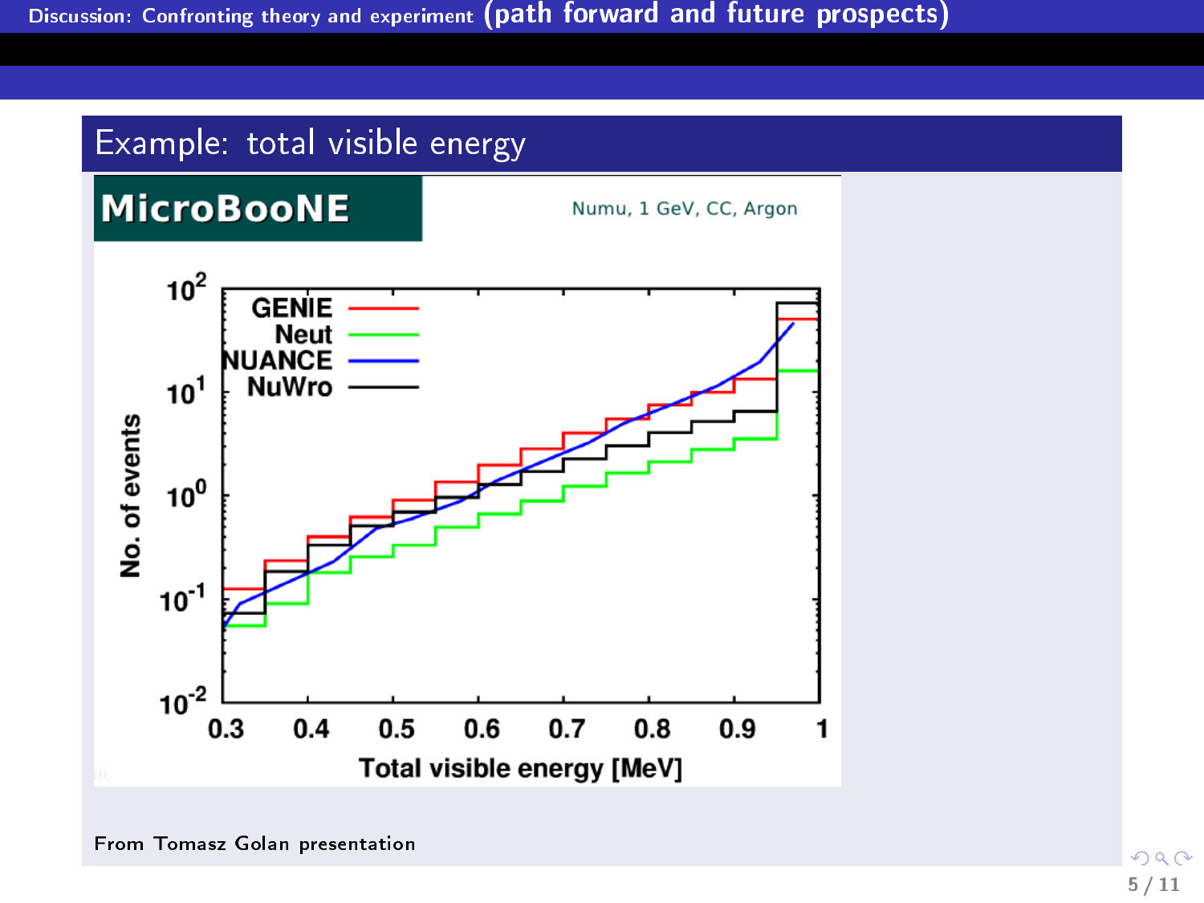## Example: total visible energy

From Tomasz Golan presentation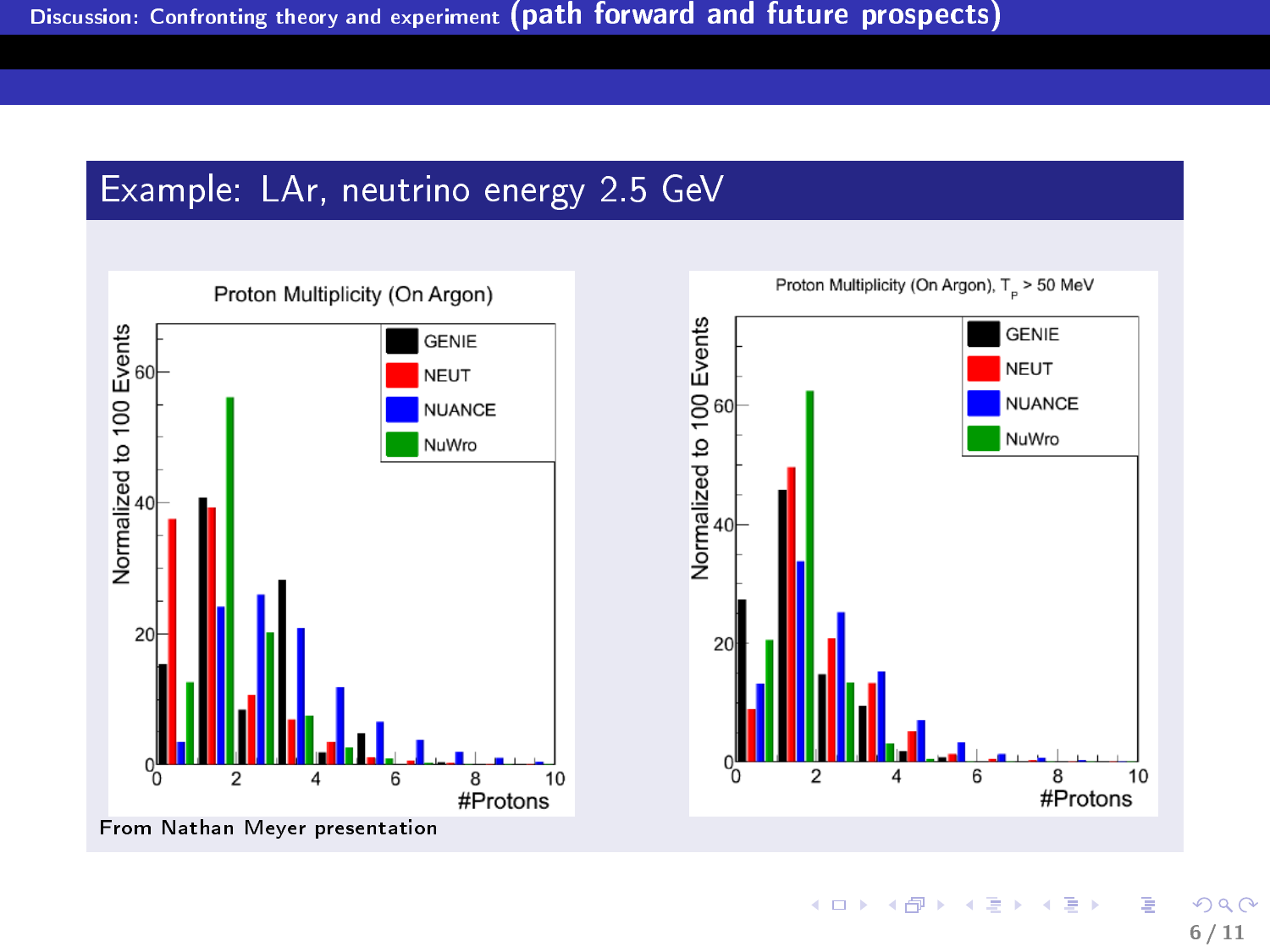## Example: LAr, neutrino energy 2.5 GeV

From Nathan Meyer presentation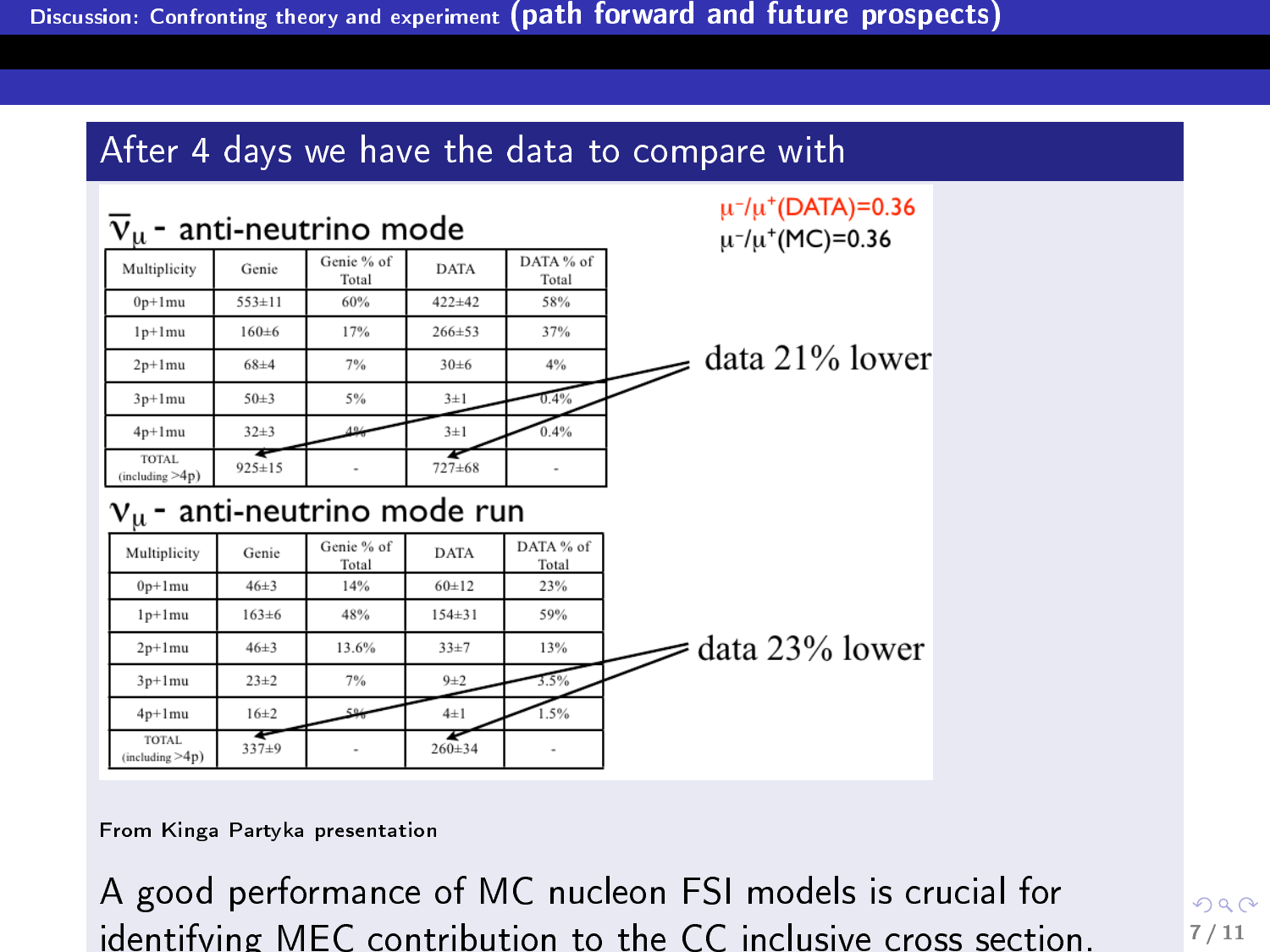## After 4 days we have the data to compare with

### $\bar{\nu}_\mu$ - anti-neutrino mode

$\mu^-/\mu^+$(DATA)=0.36

$\mu^-/\mu^+$(MC)=0.36

| Multiplicity | Genie | Genie % of Total | DATA | DATA % of Total |
|---|---|---|---|---|
| 0p+1mu | 553±11 | 60% | 422±42 | 58% |
| 1p+1mu | 160±6 | 17% | 266±53 | 37% |
| 2p+1mu | 68±4 | 7% | 30±6 | 4% |
| 3p+1mu | 50±3 | 5% | 3±1 | 0.4% |
| 4p+1mu | 32±3 | 4% | 3±1 | 0.4% |
| TOTAL (including >4p) | 925±15 | - | 727±68 | - |

data 21% lower

### $\nu_\mu$ - anti-neutrino mode run

| Multiplicity | Genie | Genie % of Total | DATA | DATA % of Total |
|---|---|---|---|---|
| 0p+1mu | 46±3 | 14% | 60±12 | 23% |
| 1p+1mu | 163±6 | 48% | 154±31 | 59% |
| 2p+1mu | 46±3 | 13.6% | 33±7 | 13% |
| 3p+1mu | 23±2 | 7% | 9±2 | 3.5% |
| 4p+1mu | 16±2 | 5% | 4±1 | 1.5% |
| TOTAL (including >4p) | 337±9 | - | 260±34 | - |

data 23% lower

From Kinga Partyka presentation

A good performance of MC nucleon FSI models is crucial for identifying MEC contribution to the CC inclusive cross section.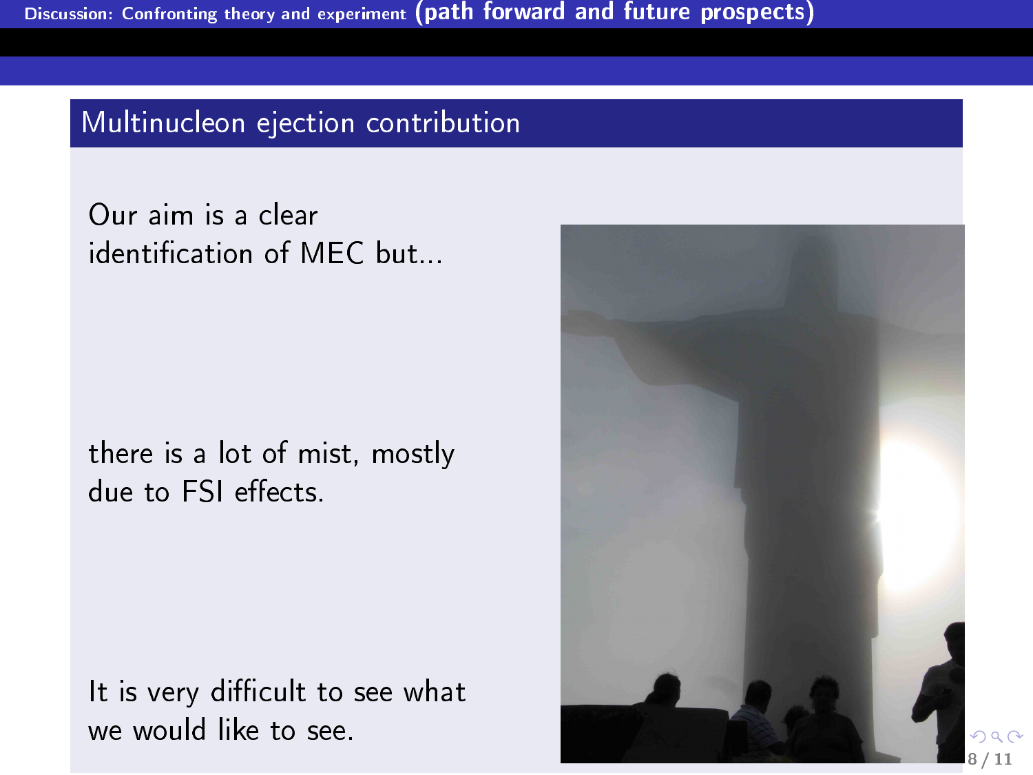## Multinucleon ejection contribution

Our aim is a clear identification of MEC but...

there is a lot of mist, mostly due to FSI effects.

It is very difficult to see what we would like to see.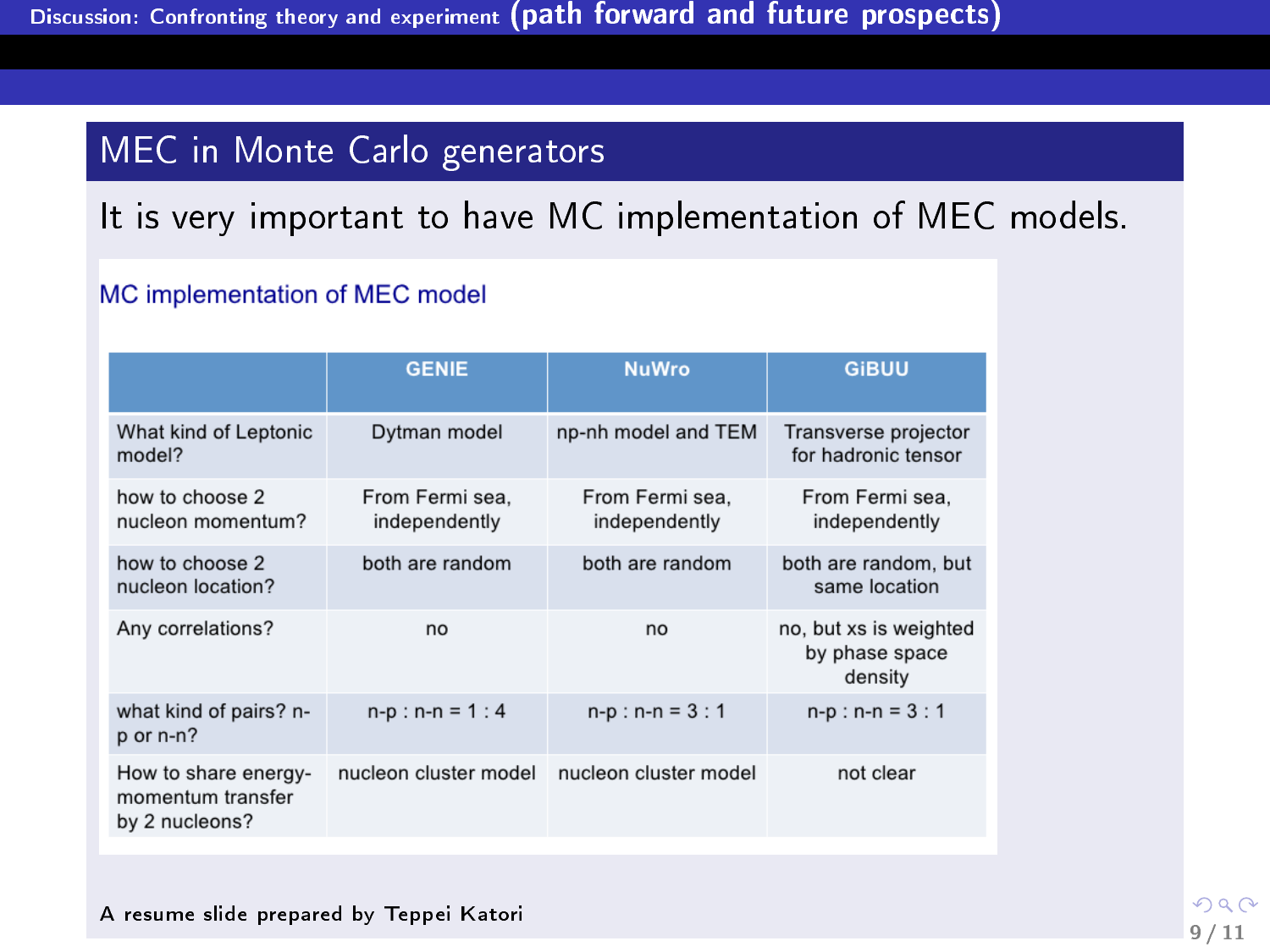## MEC in Monte Carlo generators

It is very important to have MC implementation of MEC models.

### MC implementation of MEC model

| | GENIE | NuWro | GiBUU |
|---|---|---|---|
| What kind of Leptonic model? | Dytman model | np-nh model and TEM | Transverse projector for hadronic tensor |
| how to choose 2 nucleon momentum? | From Fermi sea, independently | From Fermi sea, independently | From Fermi sea, independently |
| how to choose 2 nucleon location? | both are random | both are random | both are random, but same location |
| Any correlations? | no | no | no, but xs is weighted by phase space density |
| what kind of pairs? n-p or n-n? | n-p : n-n = 1 : 4 | n-p : n-n = 3 : 1 | n-p : n-n = 3 : 1 |
| How to share energy-momentum transfer by 2 nucleons? | nucleon cluster model | nucleon cluster model | not clear |

A resume slide prepared by Teppei Katori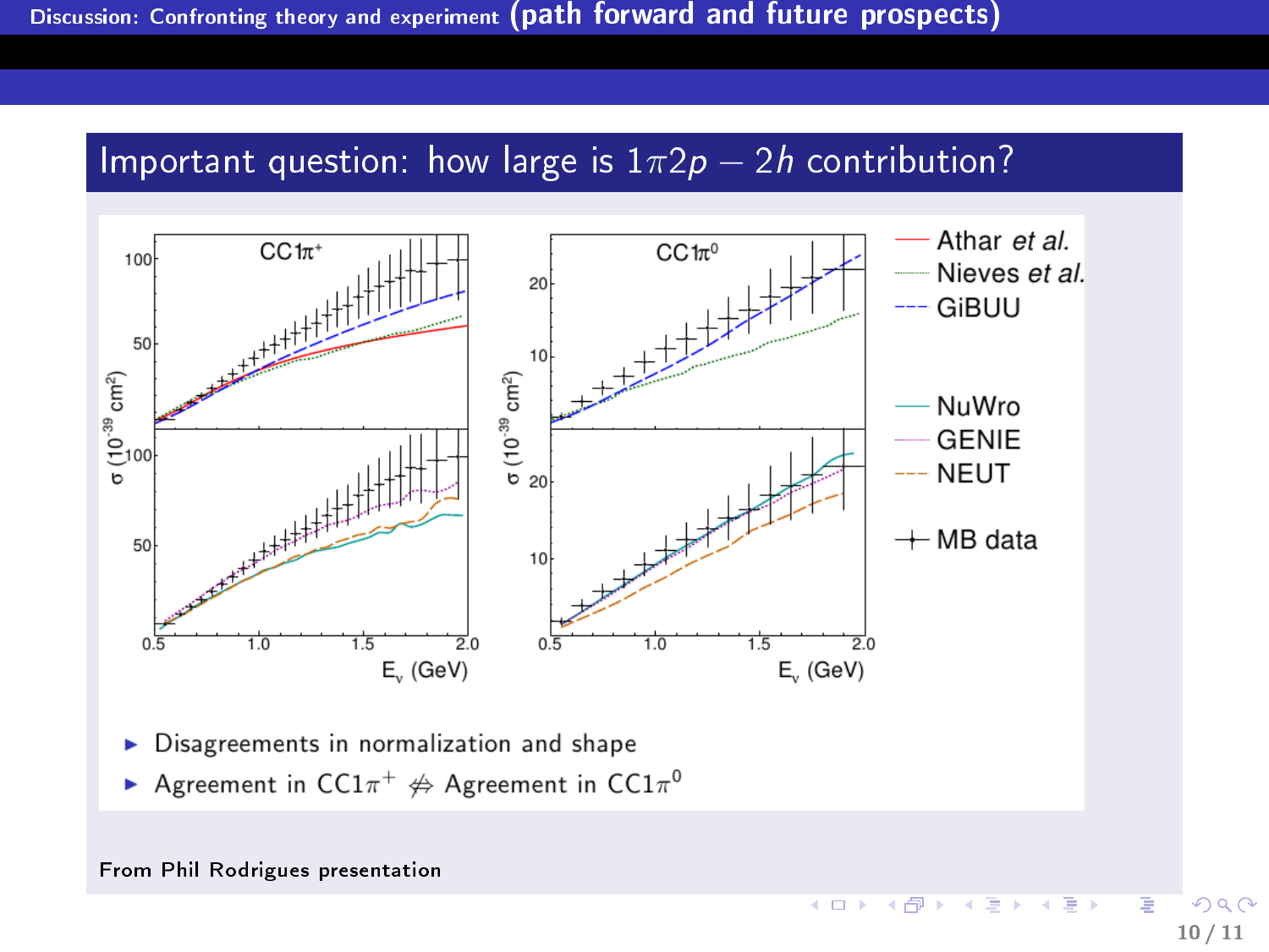## Important question: how large is $1\pi 2p - 2h$ contribution?

- Disagreements in normalization and shape
- Agreement in $CC1\pi^+ \not\Leftrightarrow$ Agreement in $CC1\pi^0$

From Phil Rodrigues presentation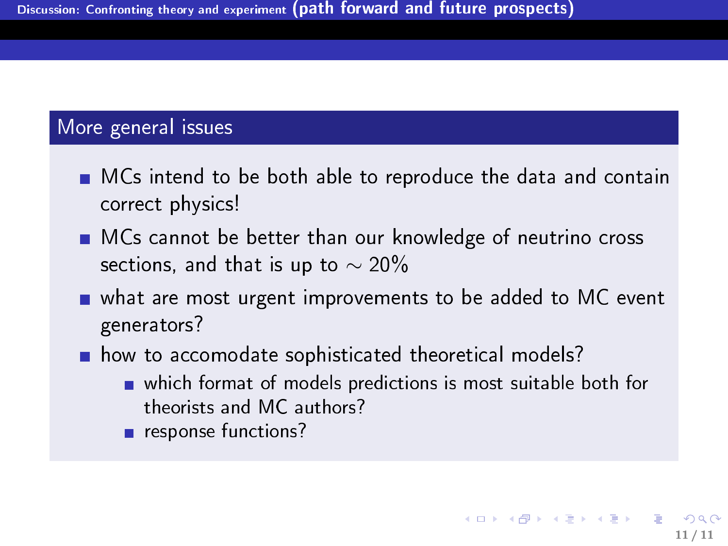## More general issues

- MCs intend to be both able to reproduce the data and contain correct physics!
- MCs cannot be better than our knowledge of neutrino cross sections, and that is up to $\sim 20\%$
- what are most urgent improvements to be added to MC event generators?
- how to accomodate sophisticated theoretical models?
  - which format of models predictions is most suitable both for theorists and MC authors?
  - response functions?